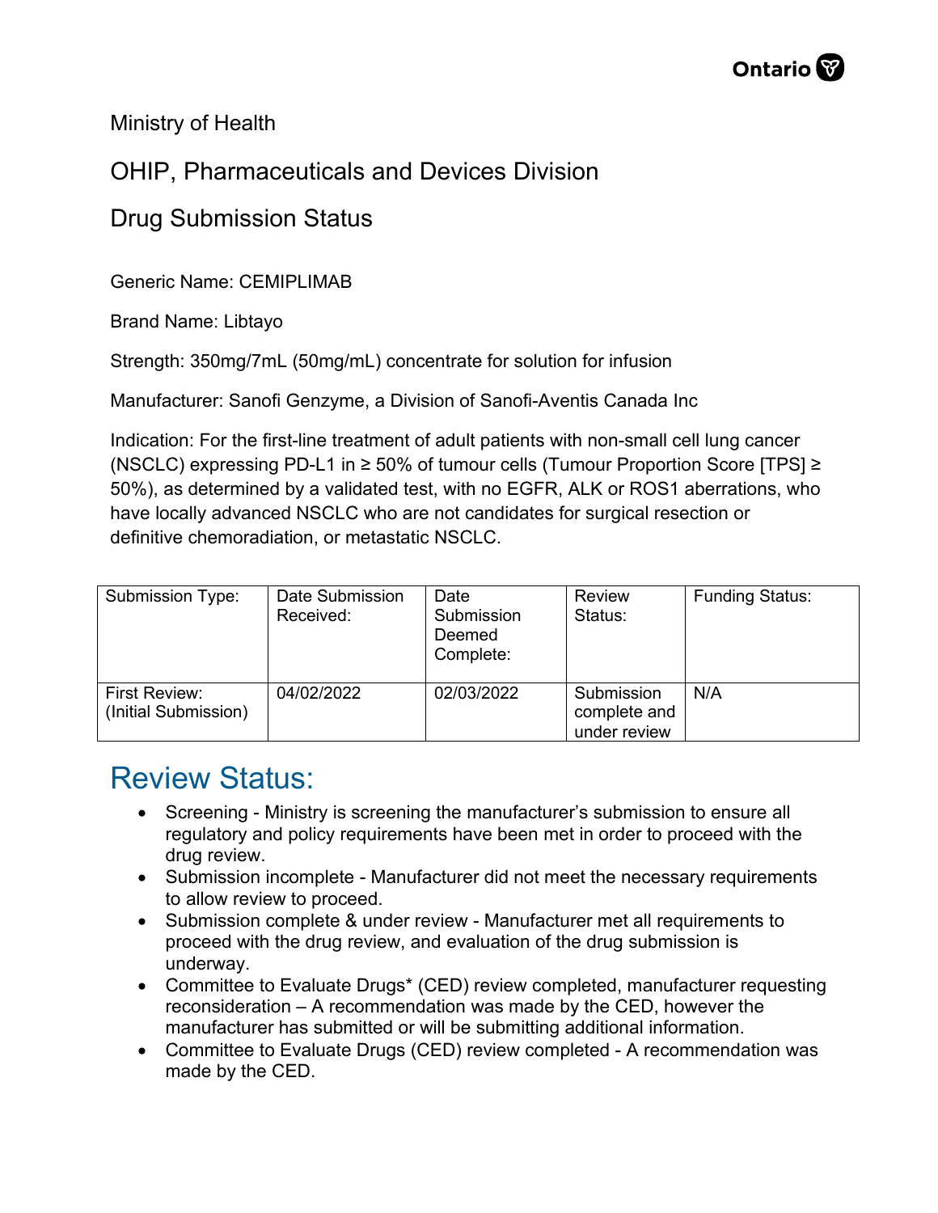Ministry of Health

OHIP, Pharmaceuticals and Devices Division

Drug Submission Status

Generic Name: CEMIPLIMAB

Brand Name: Libtayo

Strength: 350mg/7mL (50mg/mL) concentrate for solution for infusion

Manufacturer: Sanofi Genzyme, a Division of Sanofi-Aventis Canada Inc

Indication: For the first-line treatment of adult patients with non-small cell lung cancer (NSCLC) expressing PD-L1 in ≥ 50% of tumour cells (Tumour Proportion Score [TPS] ≥ 50%), as determined by a validated test, with no EGFR, ALK or ROS1 aberrations, who have locally advanced NSCLC who are not candidates for surgical resection or definitive chemoradiation, or metastatic NSCLC.

| Submission Type: | Date Submission Received: | Date Submission Deemed Complete: | Review Status: | Funding Status: |
|---|---|---|---|---|
| First Review: (Initial Submission) | 04/02/2022 | 02/03/2022 | Submission complete and under review | N/A |

# Review Status:

- Screening - Ministry is screening the manufacturer's submission to ensure all regulatory and policy requirements have been met in order to proceed with the drug review.
- Submission incomplete - Manufacturer did not meet the necessary requirements to allow review to proceed.
- Submission complete & under review - Manufacturer met all requirements to proceed with the drug review, and evaluation of the drug submission is underway.
- Committee to Evaluate Drugs* (CED) review completed, manufacturer requesting reconsideration – A recommendation was made by the CED, however the manufacturer has submitted or will be submitting additional information.
- Committee to Evaluate Drugs (CED) review completed - A recommendation was made by the CED.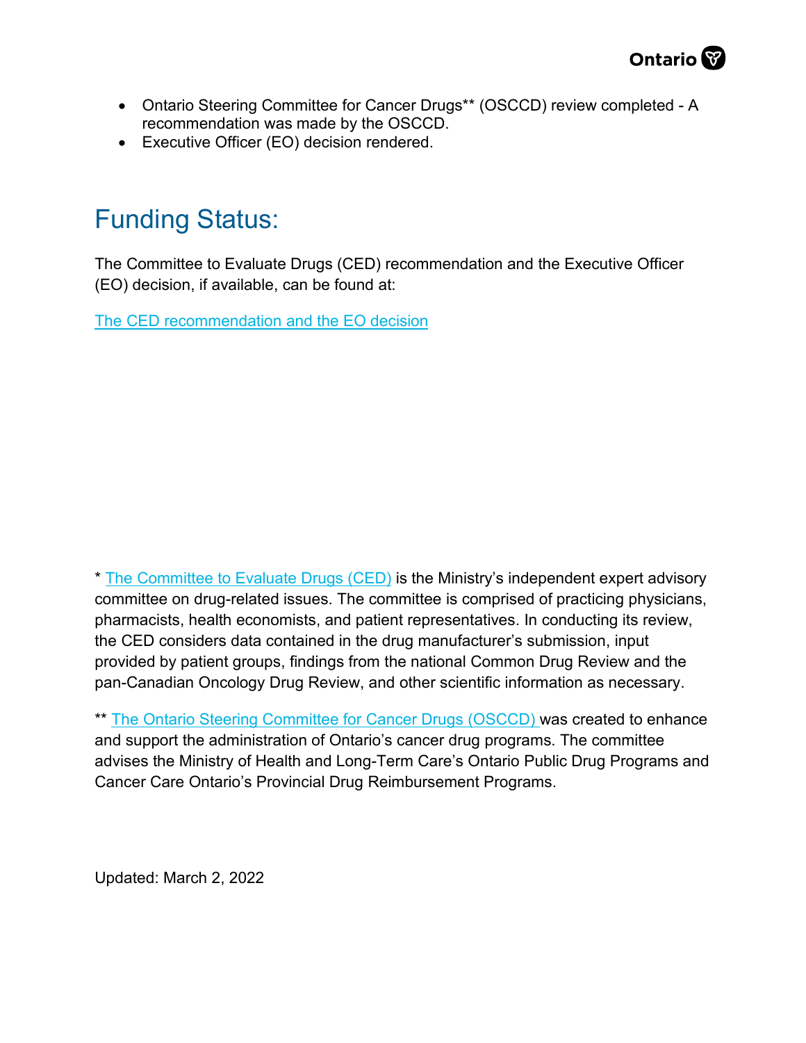- Ontario Steering Committee for Cancer Drugs** (OSCCD) review completed - A recommendation was made by the OSCCD.
- Executive Officer (EO) decision rendered.

## Funding Status:

The Committee to Evaluate Drugs (CED) recommendation and the Executive Officer (EO) decision, if available, can be found at:

The CED recommendation and the EO decision

* The Committee to Evaluate Drugs (CED) is the Ministry's independent expert advisory committee on drug-related issues. The committee is comprised of practicing physicians, pharmacists, health economists, and patient representatives. In conducting its review, the CED considers data contained in the drug manufacturer's submission, input provided by patient groups, findings from the national Common Drug Review and the pan-Canadian Oncology Drug Review, and other scientific information as necessary.

** The Ontario Steering Committee for Cancer Drugs (OSCCD) was created to enhance and support the administration of Ontario's cancer drug programs. The committee advises the Ministry of Health and Long-Term Care's Ontario Public Drug Programs and Cancer Care Ontario's Provincial Drug Reimbursement Programs.

Updated: March 2, 2022